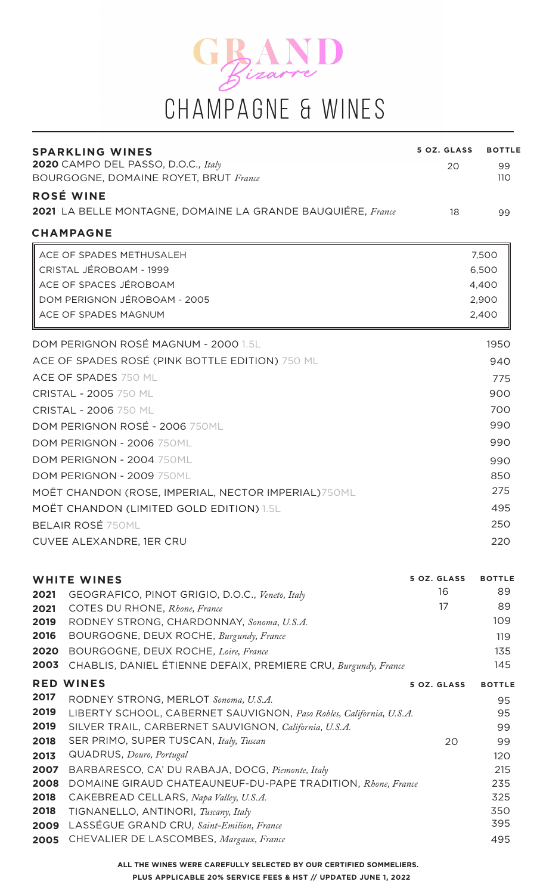# GRAND *Bizarre*

# CHAMPAGNE & WINES

## SPARKLING WINES

| | 5 OZ. GLASS | BOTTLE |
|---|---|---|
| **2020** CAMPO DEL PASSO, D.O.C., *Italy* | 20 | 99 |
| BOURGOGNE, DOMAINE ROYET, BRUT *France* | | 110 |

## ROSÉ WINE

| | 5 OZ. GLASS | BOTTLE |
|---|---|---|
| **2021** LA BELLE MONTAGNE, DOMAINE LA GRANDE BAUQUIÉRE, *France* | 18 | 99 |

## CHAMPAGNE

| | |
|---|---|
| ACE OF SPADES METHUSALEH | 7,500 |
| CRISTAL JÉROBOAM - 1999 | 6,500 |
| ACE OF SPACES JÉROBOAM | 4,400 |
| DOM PERIGNON JÉROBOAM - 2005 | 2,900 |
| ACE OF SPADES MAGNUM | 2,400 |

| | |
|---|---|
| DOM PERIGNON ROSÉ MAGNUM - 2000 1.5L | 1950 |
| ACE OF SPADES ROSÉ (PINK BOTTLE EDITION) 750 ML | 940 |
| ACE OF SPADES 750 ML | 775 |
| CRISTAL - 2005 750 ML | 900 |
| CRISTAL - 2006 750 ML | 700 |
| DOM PERIGNON ROSÉ - 2006 750ML | 990 |
| DOM PERIGNON - 2006 750ML | 990 |
| DOM PERIGNON - 2004 750ML | 990 |
| DOM PERIGNON - 2009 750ML | 850 |
| MOËT CHANDON (ROSE, IMPERIAL, NECTOR IMPERIAL)750ML | 275 |
| MOËT CHANDON (LIMITED GOLD EDITION) 1.5L | 495 |
| BELAIR ROSÉ 750ML | 250 |
| CUVEE ALEXANDRE, 1ER CRU | 220 |

## WHITE WINES

| | | 5 OZ. GLASS | BOTTLE |
|---|---|---|---|
| **2021** | GEOGRAFICO, PINOT GRIGIO, D.O.C., *Veneto, Italy* | 16 | 89 |
| **2021** | COTES DU RHONE, *Rhone, France* | 17 | 89 |
| **2019** | RODNEY STRONG, CHARDONNAY, *Sonoma, U.S.A.* | | 109 |
| **2016** | BOURGOGNE, DEUX ROCHE, *Burgundy, France* | | 119 |
| **2020** | BOURGOGNE, DEUX ROCHE, *Loire, France* | | 135 |
| **2003** | CHABLIS, DANIEL ÉTIENNE DEFAIX, PREMIERE CRU, *Burgundy, France* | | 145 |

## RED WINES

| | | 5 OZ. GLASS | BOTTLE |
|---|---|---|---|
| **2017** | RODNEY STRONG, MERLOT *Sonoma, U.S.A.* | | 95 |
| **2019** | LIBERTY SCHOOL, CABERNET SAUVIGNON, *Paso Robles, California, U.S.A.* | | 95 |
| **2019** | SILVER TRAIL, CARBERNET SAUVIGNON, *California, U.S.A.* | | 99 |
| **2018** | SER PRIMO, SUPER TUSCAN, *Italy, Tuscan* | 20 | 99 |
| **2013** | QUADRUS, *Douro, Portugal* | | 120 |
| **2007** | BARBARESCO, CA' DU RABAJA, DOCG, *Piemonte, Italy* | | 215 |
| **2008** | DOMAINE GIRAUD CHATEAUNEUF-DU-PAPE TRADITION, *Rhone, France* | | 235 |
| **2018** | CAKEBREAD CELLARS, *Napa Valley, U.S.A.* | | 325 |
| **2018** | TIGNANELLO, ANTINORI, *Tuscany, Italy* | | 350 |
| **2009** | LASSÉGUE GRAND CRU, *Saint-Emilion, France* | | 395 |
| **2005** | CHEVALIER DE LASCOMBES, *Margaux, France* | | 495 |

**ALL THE WINES WERE CAREFULLY SELECTED BY OUR CERTIFIED SOMMELIERS.**

**PLUS APPLICABLE 20% SERVICE FEES & HST // UPDATED JUNE 1, 2022**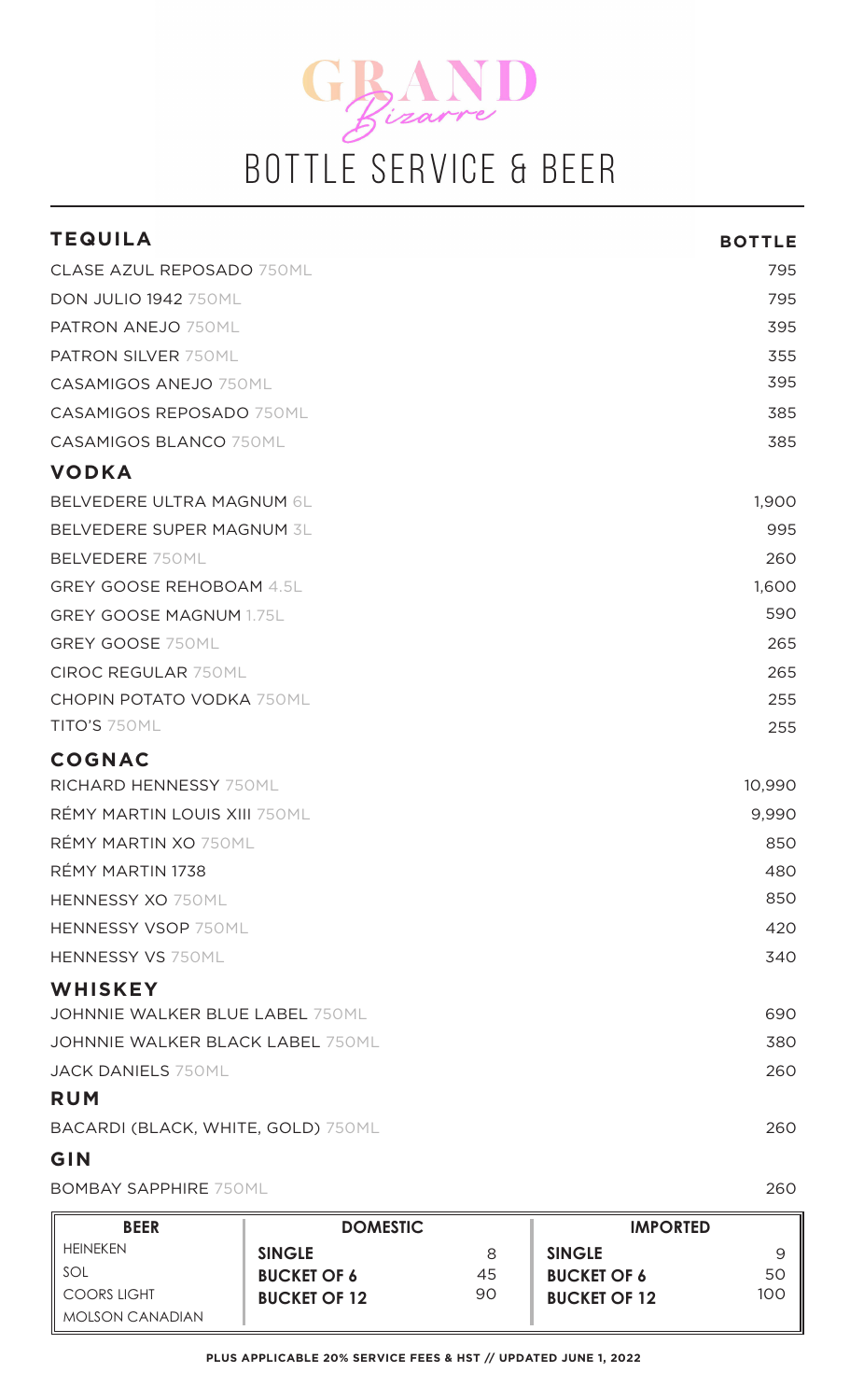# GRAND *Bizarre*

## BOTTLE SERVICE & BEER

| TEQUILA | BOTTLE |
| --- | --- |
| CLASE AZUL REPOSADO 750ML | 795 |
| DON JULIO 1942 750ML | 795 |
| PATRON ANEJO 750ML | 395 |
| PATRON SILVER 750ML | 355 |
| CASAMIGOS ANEJO 750ML | 395 |
| CASAMIGOS REPOSADO 750ML | 385 |
| CASAMIGOS BLANCO 750ML | 385 |
| **VODKA** | |
| BELVEDERE ULTRA MAGNUM 6L | 1,900 |
| BELVEDERE SUPER MAGNUM 3L | 995 |
| BELVEDERE 750ML | 260 |
| GREY GOOSE REHOBOAM 4.5L | 1,600 |
| GREY GOOSE MAGNUM 1.75L | 590 |
| GREY GOOSE 750ML | 265 |
| CIROC REGULAR 750ML | 265 |
| CHOPIN POTATO VODKA 750ML | 255 |
| TITO'S 750ML | 255 |
| **COGNAC** | |
| RICHARD HENNESSY 750ML | 10,990 |
| RÉMY MARTIN LOUIS XIII 750ML | 9,990 |
| RÉMY MARTIN XO 750ML | 850 |
| RÉMY MARTIN 1738 | 480 |
| HENNESSY XO 750ML | 850 |
| HENNESSY VSOP 750ML | 420 |
| HENNESSY VS 750ML | 340 |
| **WHISKEY** | |
| JOHNNIE WALKER BLUE LABEL 750ML | 690 |
| JOHNNIE WALKER BLACK LABEL 750ML | 380 |
| JACK DANIELS 750ML | 260 |
| **RUM** | |
| BACARDI (BLACK, WHITE, GOLD) 750ML | 260 |
| **GIN** | |
| BOMBAY SAPPHIRE 750ML | 260 |

| BEER | DOMESTIC | | IMPORTED | |
| --- | --- | --- | --- | --- |
| HEINEKEN | **SINGLE** | 8 | **SINGLE** | 9 |
| SOL | **BUCKET OF 6** | 45 | **BUCKET OF 6** | 50 |
| COORS LIGHT | **BUCKET OF 12** | 90 | **BUCKET OF 12** | 100 |
| MOLSON CANADIAN | | | | |

**PLUS APPLICABLE 20% SERVICE FEES & HST // UPDATED JUNE 1, 2022**